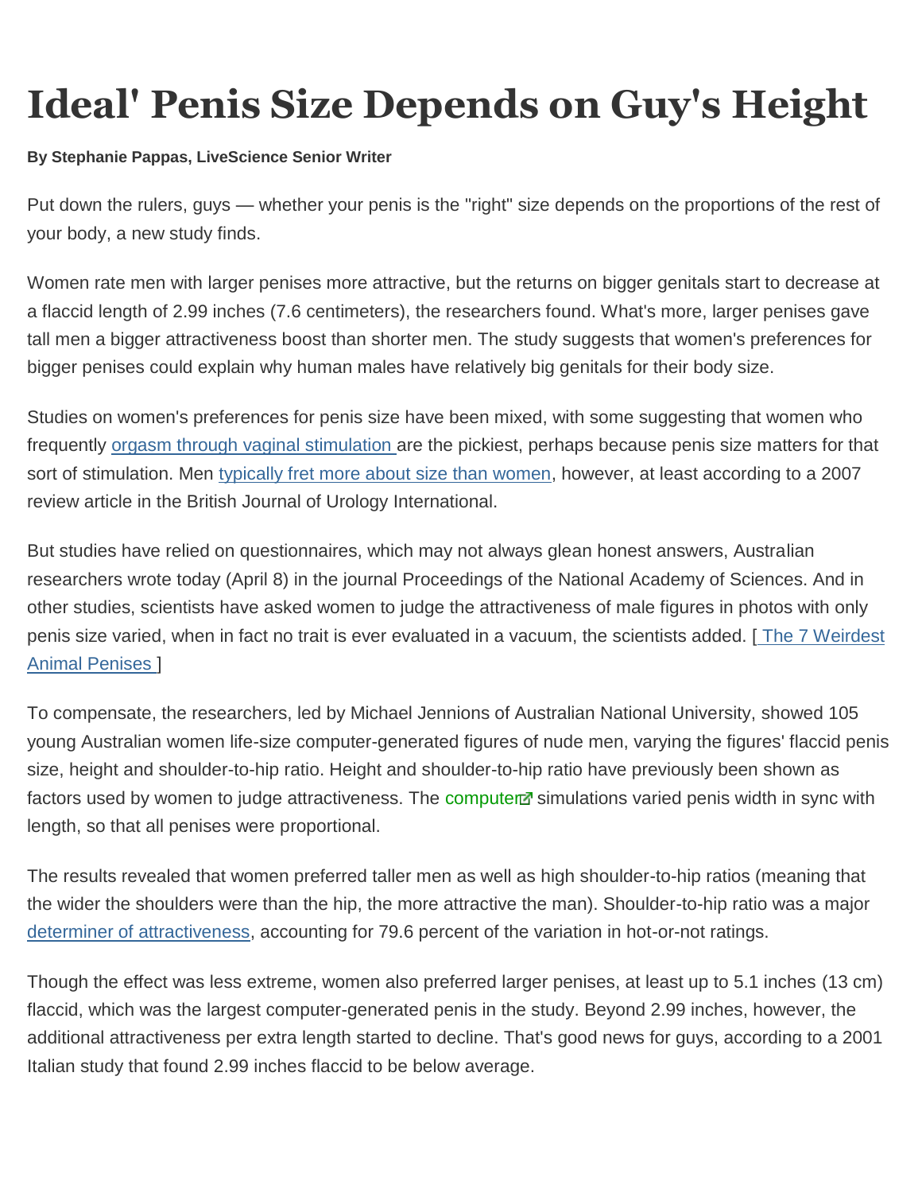# Ideal' Penis Size Depends on Guy's Height

**By Stephanie Pappas, LiveScience Senior Writer**

Put down the rulers, guys — whether your penis is the "right" size depends on the proportions of the rest of your body, a new study finds.

Women rate men with larger penises more attractive, but the returns on bigger genitals start to decrease at a flaccid length of 2.99 inches (7.6 centimeters), the researchers found. What's more, larger penises gave tall men a bigger attractiveness boost than shorter men. The study suggests that women's preferences for bigger penises could explain why human males have relatively big genitals for their body size.

Studies on women's preferences for penis size have been mixed, with some suggesting that women who frequently orgasm through vaginal stimulation are the pickiest, perhaps because penis size matters for that sort of stimulation. Men typically fret more about size than women, however, at least according to a 2007 review article in the British Journal of Urology International.

But studies have relied on questionnaires, which may not always glean honest answers, Australian researchers wrote today (April 8) in the journal Proceedings of the National Academy of Sciences. And in other studies, scientists have asked women to judge the attractiveness of male figures in photos with only penis size varied, when in fact no trait is ever evaluated in a vacuum, the scientists added. [ The 7 Weirdest Animal Penises ]

To compensate, the researchers, led by Michael Jennions of Australian National University, showed 105 young Australian women life-size computer-generated figures of nude men, varying the figures' flaccid penis size, height and shoulder-to-hip ratio. Height and shoulder-to-hip ratio have previously been shown as factors used by women to judge attractiveness. The computer simulations varied penis width in sync with length, so that all penises were proportional.

The results revealed that women preferred taller men as well as high shoulder-to-hip ratios (meaning that the wider the shoulders were than the hip, the more attractive the man). Shoulder-to-hip ratio was a major determiner of attractiveness, accounting for 79.6 percent of the variation in hot-or-not ratings.

Though the effect was less extreme, women also preferred larger penises, at least up to 5.1 inches (13 cm) flaccid, which was the largest computer-generated penis in the study. Beyond 2.99 inches, however, the additional attractiveness per extra length started to decline. That's good news for guys, according to a 2001 Italian study that found 2.99 inches flaccid to be below average.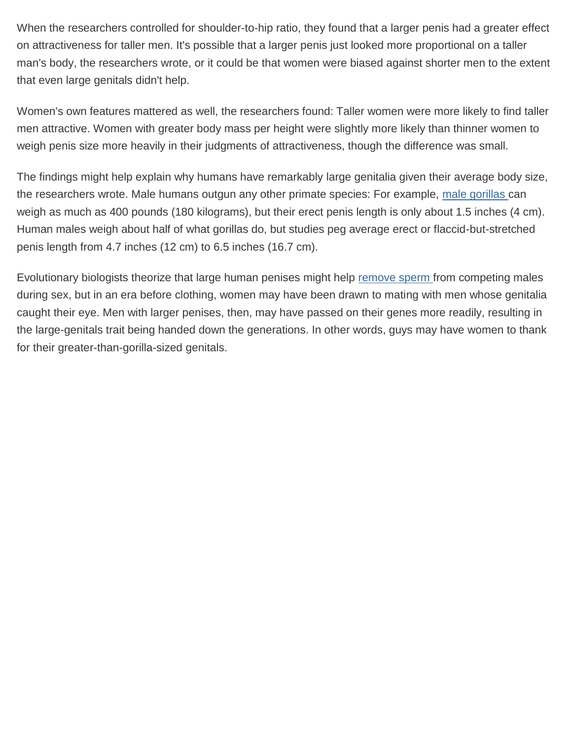When the researchers controlled for shoulder-to-hip ratio, they found that a larger penis had a greater effect on attractiveness for taller men. It's possible that a larger penis just looked more proportional on a taller man's body, the researchers wrote, or it could be that women were biased against shorter men to the extent that even large genitals didn't help.

Women's own features mattered as well, the researchers found: Taller women were more likely to find taller men attractive. Women with greater body mass per height were slightly more likely than thinner women to weigh penis size more heavily in their judgments of attractiveness, though the difference was small.

The findings might help explain why humans have remarkably large genitalia given their average body size, the researchers wrote. Male humans outgun any other primate species: For example, male gorillas can weigh as much as 400 pounds (180 kilograms), but their erect penis length is only about 1.5 inches (4 cm). Human males weigh about half of what gorillas do, but studies peg average erect or flaccid-but-stretched penis length from 4.7 inches (12 cm) to 6.5 inches (16.7 cm).

Evolutionary biologists theorize that large human penises might help remove sperm from competing males during sex, but in an era before clothing, women may have been drawn to mating with men whose genitalia caught their eye. Men with larger penises, then, may have passed on their genes more readily, resulting in the large-genitals trait being handed down the generations. In other words, guys may have women to thank for their greater-than-gorilla-sized genitals.